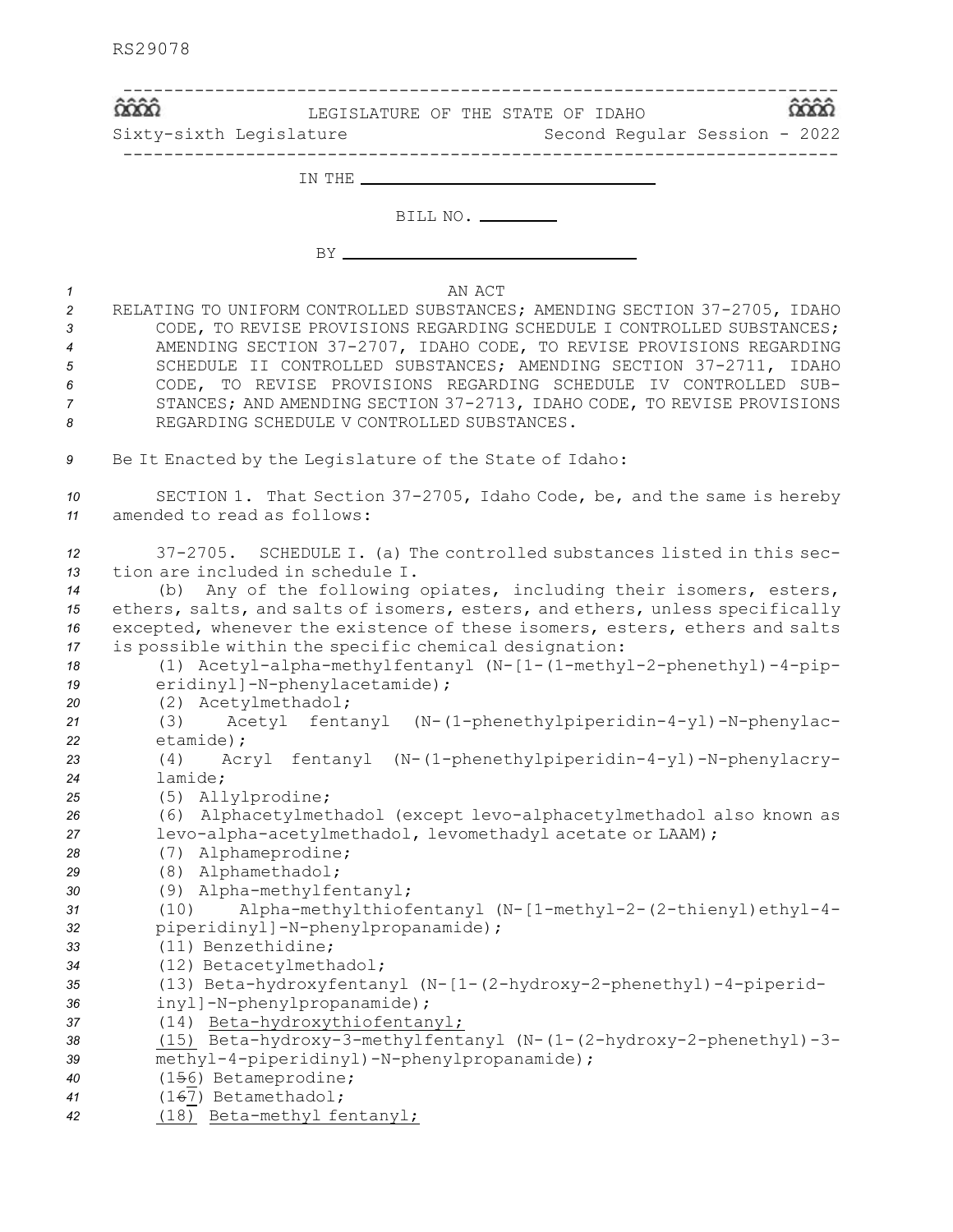RS29078

LEGISLATURE OF THE STATE OF IDAHO

Sixty-sixth Legislature Second Regular Session - 2022

IN THE ____________________

BILL NO. ________

BY ____________________

AN ACT

RELATING TO UNIFORM CONTROLLED SUBSTANCES; AMENDING SECTION 37-2705, IDAHO CODE, TO REVISE PROVISIONS REGARDING SCHEDULE I CONTROLLED SUBSTANCES; AMENDING SECTION 37-2707, IDAHO CODE, TO REVISE PROVISIONS REGARDING SCHEDULE II CONTROLLED SUBSTANCES; AMENDING SECTION 37-2711, IDAHO CODE, TO REVISE PROVISIONS REGARDING SCHEDULE IV CONTROLLED SUBSTANCES; AND AMENDING SECTION 37-2713, IDAHO CODE, TO REVISE PROVISIONS REGARDING SCHEDULE V CONTROLLED SUBSTANCES.

Be It Enacted by the Legislature of the State of Idaho:

SECTION 1. That Section 37-2705, Idaho Code, be, and the same is hereby amended to read as follows:

37-2705. SCHEDULE I. (a) The controlled substances listed in this section are included in schedule I.

(b) Any of the following opiates, including their isomers, esters, ethers, salts, and salts of isomers, esters, and ethers, unless specifically excepted, whenever the existence of these isomers, esters, ethers and salts is possible within the specific chemical designation:

(1) Acetyl-alpha-methylfentanyl (N-[1-(1-methyl-2-phenethyl)-4-piperidinyl]-N-phenylacetamide);

(2) Acetylmethadol;

(3) Acetyl fentanyl (N-(1-phenethylpiperidin-4-yl)-N-phenylacetamide);

(4) Acryl fentanyl (N-(1-phenethylpiperidin-4-yl)-N-phenylacrylamide;

(5) Allylprodine;

(6) Alphacetylmethadol (except levo-alphacetylmethadol also known as levo-alpha-acetylmethadol, levomethadyl acetate or LAAM);

(7) Alphameprodine;

(8) Alphamethadol;

(9) Alpha-methylfentanyl;

(10) Alpha-methylthiofentanyl (N-[1-methyl-2-(2-thienyl)ethyl-4-piperidinyl]-N-phenylpropanamide);

(11) Benzethidine;

(12) Betacetylmethadol;

(13) Beta-hydroxyfentanyl (N-[1-(2-hydroxy-2-phenethyl)-4-piperidinyl]-N-phenylpropanamide);

(14) <u>Beta-hydroxythiofentanyl;</u>

<u>(15)</u> Beta-hydroxy-3-methylfentanyl (N-(1-(2-hydroxy-2-phenethyl)-3-methyl-4-piperidinyl)-N-phenylpropanamide);

(1~~5~~<u>6</u>) Betameprodine;

(1~~6~~<u>7</u>) Betamethadol;

<u>(18) Beta-methyl fentanyl;</u>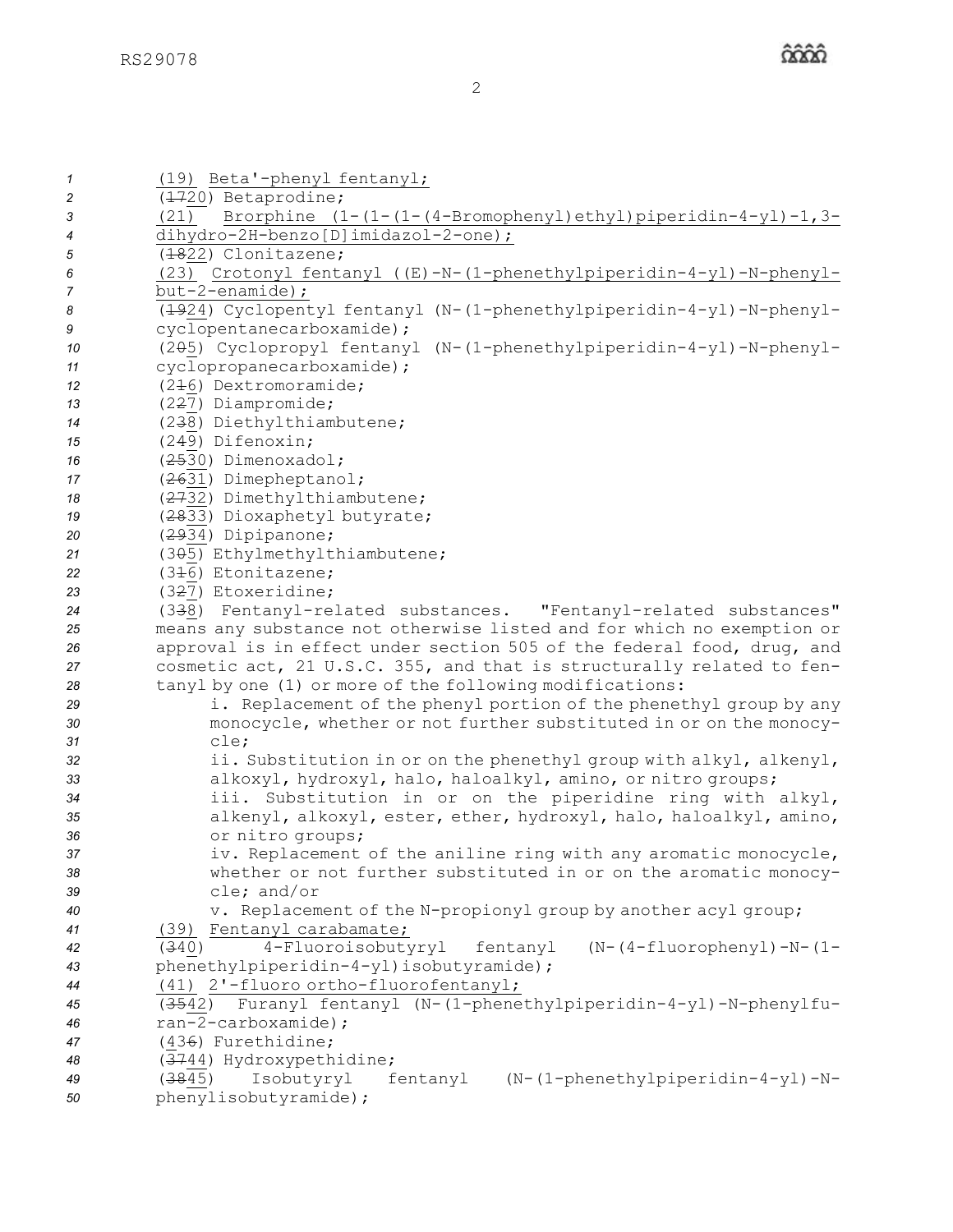<u>(19) Beta'-phenyl fentanyl;</u>

(~~17~~<u>20</u>) Betaprodine;

<u>(21) Brorphine (1-(1-(1-(4-Bromophenyl)ethyl)piperidin-4-yl)-1,3-dihydro-2H-benzo[D]imidazol-2-one);</u>

(~~18~~<u>22</u>) Clonitazene;

<u>(23) Crotonyl fentanyl ((E)-N-(1-phenethylpiperidin-4-yl)-N-phenyl-but-2-enamide);</u>

(~~19~~<u>24</u>) Cyclopentyl fentanyl (N-(1-phenethylpiperidin-4-yl)-N-phenyl-cyclopentanecarboxamide);

(2~~0~~<u>5</u>) Cyclopropyl fentanyl (N-(1-phenethylpiperidin-4-yl)-N-phenyl-cyclopropanecarboxamide);

(2~~1~~<u>6</u>) Dextromoramide;

(2~~2~~<u>7</u>) Diampromide;

(2~~3~~<u>8</u>) Diethylthiambutene;

(2~~4~~<u>9</u>) Difenoxin;

(~~25~~<u>30</u>) Dimenoxadol;

(~~26~~<u>31</u>) Dimepheptanol;

(~~27~~<u>32</u>) Dimethylthiambutene;

(~~28~~<u>33</u>) Dioxaphetyl butyrate;

(~~29~~<u>34</u>) Dipipanone;

(3~~0~~<u>5</u>) Ethylmethylthiambutene;

(3~~1~~<u>6</u>) Etonitazene;

(3~~2~~<u>7</u>) Etoxeridine;

(3~~3~~<u>8</u>) Fentanyl-related substances. "Fentanyl-related substances" means any substance not otherwise listed and for which no exemption or approval is in effect under section 505 of the federal food, drug, and cosmetic act, 21 U.S.C. 355, and that is structurally related to fentanyl by one (1) or more of the following modifications:

i. Replacement of the phenyl portion of the phenethyl group by any monocycle, whether or not further substituted in or on the monocycle;

ii. Substitution in or on the phenethyl group with alkyl, alkenyl, alkoxyl, hydroxyl, halo, haloalkyl, amino, or nitro groups;

iii. Substitution in or on the piperidine ring with alkyl, alkenyl, alkoxyl, ester, ether, hydroxyl, halo, haloalkyl, amino, or nitro groups;

iv. Replacement of the aniline ring with any aromatic monocycle, whether or not further substituted in or on the aromatic monocycle; and/or

v. Replacement of the N-propionyl group by another acyl group;

<u>(39) Fentanyl carabamate;</u>

(~~3~~4<u>0</u>) 4-Fluoroisobutyryl fentanyl (N-(4-fluorophenyl)-N-(1-phenethylpiperidin-4-yl)isobutyramide);

<u>(41) 2'-fluoro ortho-fluorofentanyl;</u>

(~~35~~<u>42</u>) Furanyl fentanyl (N-(1-phenethylpiperidin-4-yl)-N-phenylfuran-2-carboxamide);

(<u>4</u>3~~6~~) Furethidine;

(~~37~~<u>44</u>) Hydroxypethidine;

(~~38~~<u>45</u>) Isobutyryl fentanyl (N-(1-phenethylpiperidin-4-yl)-N-phenylisobutyramide);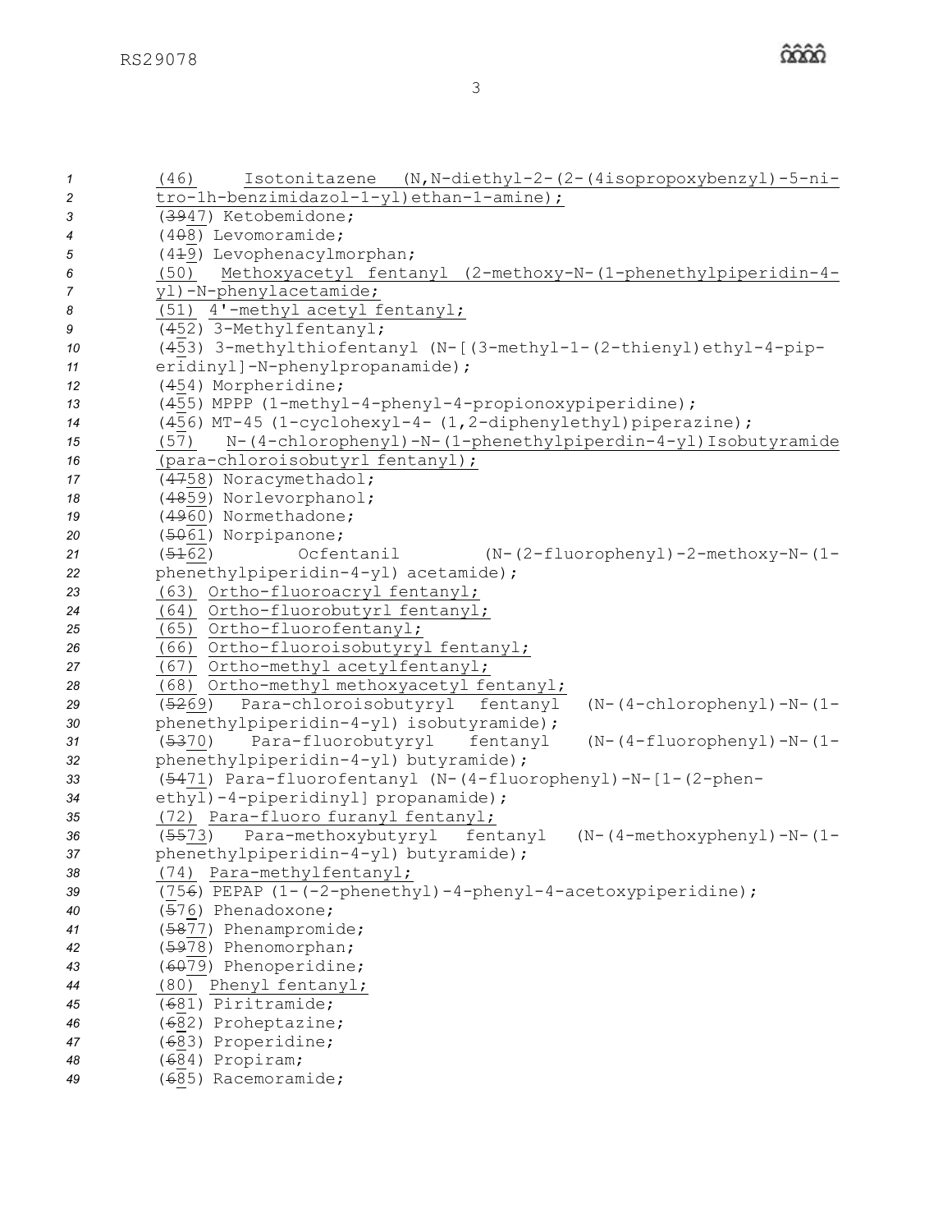<u>(46) Isotonitazene (N,N-diethyl-2-(2-(4isopropoxybenzyl)-5-nitro-1h-benzimidazol-1-yl)ethan-1-amine);</u>

(~~39~~<u>47</u>) Ketobemidone;

(4~~0~~<u>8</u>) Levomoramide;

(4~~1~~<u>9</u>) Levophenacylmorphan;

<u>(50) Methoxyacetyl fentanyl (2-methoxy-N-(1-phenethylpiperidin-4-yl)-N-phenylacetamide;</u>

<u>(51) 4'-methyl acetyl fentanyl;</u>

(~~4~~<u>5</u>2) 3-Methylfentanyl;

(~~4~~<u>5</u>3) 3-methylthiofentanyl (N-[(3-methyl-1-(2-thienyl)ethyl-4-piperidinyl]-N-phenylpropanamide);

(~~4~~<u>5</u>4) Morpheridine;

(~~4~~<u>5</u>5) MPPP (1-methyl-4-phenyl-4-propionoxypiperidine);

(~~4~~<u>5</u>6) MT-45 (1-cyclohexyl-4- (1,2-diphenylethyl)piperazine);

<u>(57) N-(4-chlorophenyl)-N-(1-phenethylpiperdin-4-yl)Isobutyramide (para-chloroisobutyrl fentanyl);</u>

(~~47~~<u>58</u>) Noracymethadol;

(~~48~~<u>59</u>) Norlevorphanol;

(~~49~~<u>60</u>) Normethadone;

(~~50~~<u>61</u>) Norpipanone;

(~~51~~<u>62</u>) Ocfentanil (N-(2-fluorophenyl)-2-methoxy-N-(1-phenethylpiperidin-4-yl) acetamide);

<u>(63) Ortho-fluoroacryl fentanyl;</u>

<u>(64) Ortho-fluorobutyrl fentanyl;</u>

<u>(65) Ortho-fluorofentanyl;</u>

<u>(66) Ortho-fluoroisobutyryl fentanyl;</u>

<u>(67) Ortho-methyl acetylfentanyl;</u>

<u>(68) Ortho-methyl methoxyacetyl fentanyl;</u>

(~~52~~<u>69</u>) Para-chloroisobutyryl fentanyl (N-(4-chlorophenyl)-N-(1-phenethylpiperidin-4-yl) isobutyramide);

(~~53~~<u>70</u>) Para-fluorobutyryl fentanyl (N-(4-fluorophenyl)-N-(1-phenethylpiperidin-4-yl) butyramide);

(~~54~~<u>71</u>) Para-fluorofentanyl (N-(4-fluorophenyl)-N-[1-(2-phenethyl)-4-piperidinyl] propanamide);

<u>(72) Para-fluoro furanyl fentanyl;</u>

(~~55~~<u>73</u>) Para-methoxybutyryl fentanyl (N-(4-methoxyphenyl)-N-(1-phenethylpiperidin-4-yl) butyramide);

<u>(74) Para-methylfentanyl;</u>

(<u>7</u>5~~6~~) PEPAP (1-(-2-phenethyl)-4-phenyl-4-acetoxypiperidine);

(~~5~~<u>7</u>6) Phenadoxone;

(~~58~~<u>77</u>) Phenampromide;

(~~59~~<u>78</u>) Phenomorphan;

(~~60~~<u>79</u>) Phenoperidine;

<u>(80) Phenyl fentanyl;</u>

(~~6~~<u>8</u>1) Piritramide;

(~~6~~<u>8</u>2) Proheptazine;

(~~6~~<u>8</u>3) Properidine;

(~~6~~<u>8</u>4) Propiram;

(~~6~~<u>8</u>5) Racemoramide;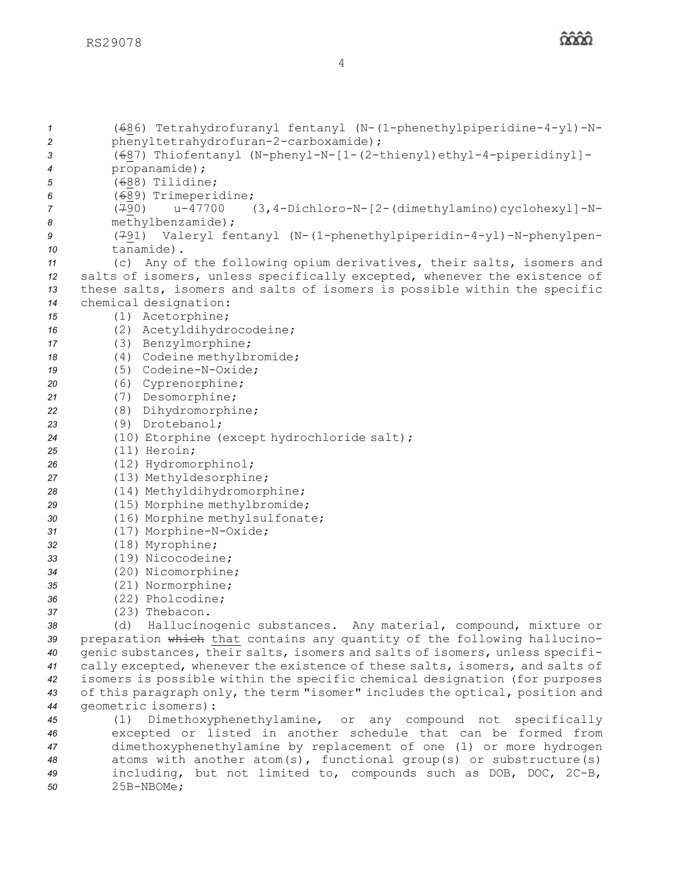(~~6~~86) Tetrahydrofuranyl fentanyl (N-(1-phenethylpiperidine-4-yl)-N-phenyltetrahydrofuran-2-carboxamide);

(~~6~~87) Thiofentanyl (N-phenyl-N-[1-(2-thienyl)ethyl-4-piperidinyl]-propanamide);

(~~6~~88) Tilidine;

(~~6~~89) Trimeperidine;

(~~7~~90) u-47700 (3,4-Dichloro-N-[2-(dimethylamino)cyclohexyl]-N-methylbenzamide);

(~~7~~91) Valeryl fentanyl (N-(1-phenethylpiperidin-4-yl)-N-phenylpentanamide).

(c) Any of the following opium derivatives, their salts, isomers and salts of isomers, unless specifically excepted, whenever the existence of these salts, isomers and salts of isomers is possible within the specific chemical designation:

(1) Acetorphine;
(2) Acetyldihydrocodeine;
(3) Benzylmorphine;
(4) Codeine methylbromide;
(5) Codeine-N-Oxide;
(6) Cyprenorphine;
(7) Desomorphine;
(8) Dihydromorphine;
(9) Drotebanol;
(10) Etorphine (except hydrochloride salt);
(11) Heroin;
(12) Hydromorphinol;
(13) Methyldesorphine;
(14) Methyldihydromorphine;
(15) Morphine methylbromide;
(16) Morphine methylsulfonate;
(17) Morphine-N-Oxide;
(18) Myrophine;
(19) Nicocodeine;
(20) Nicomorphine;
(21) Normorphine;
(22) Pholcodine;
(23) Thebacon.

(d) Hallucinogenic substances. Any material, compound, mixture or preparation ~~which~~ <u>that</u> contains any quantity of the following hallucinogenic substances, their salts, isomers and salts of isomers, unless specifically excepted, whenever the existence of these salts, isomers, and salts of isomers is possible within the specific chemical designation (for purposes of this paragraph only, the term "isomer" includes the optical, position and geometric isomers):

(1) Dimethoxyphenethylamine, or any compound not specifically excepted or listed in another schedule that can be formed from dimethoxyphenethylamine by replacement of one (1) or more hydrogen atoms with another atom(s), functional group(s) or substructure(s) including, but not limited to, compounds such as DOB, DOC, 2C-B, 25B-NBOMe;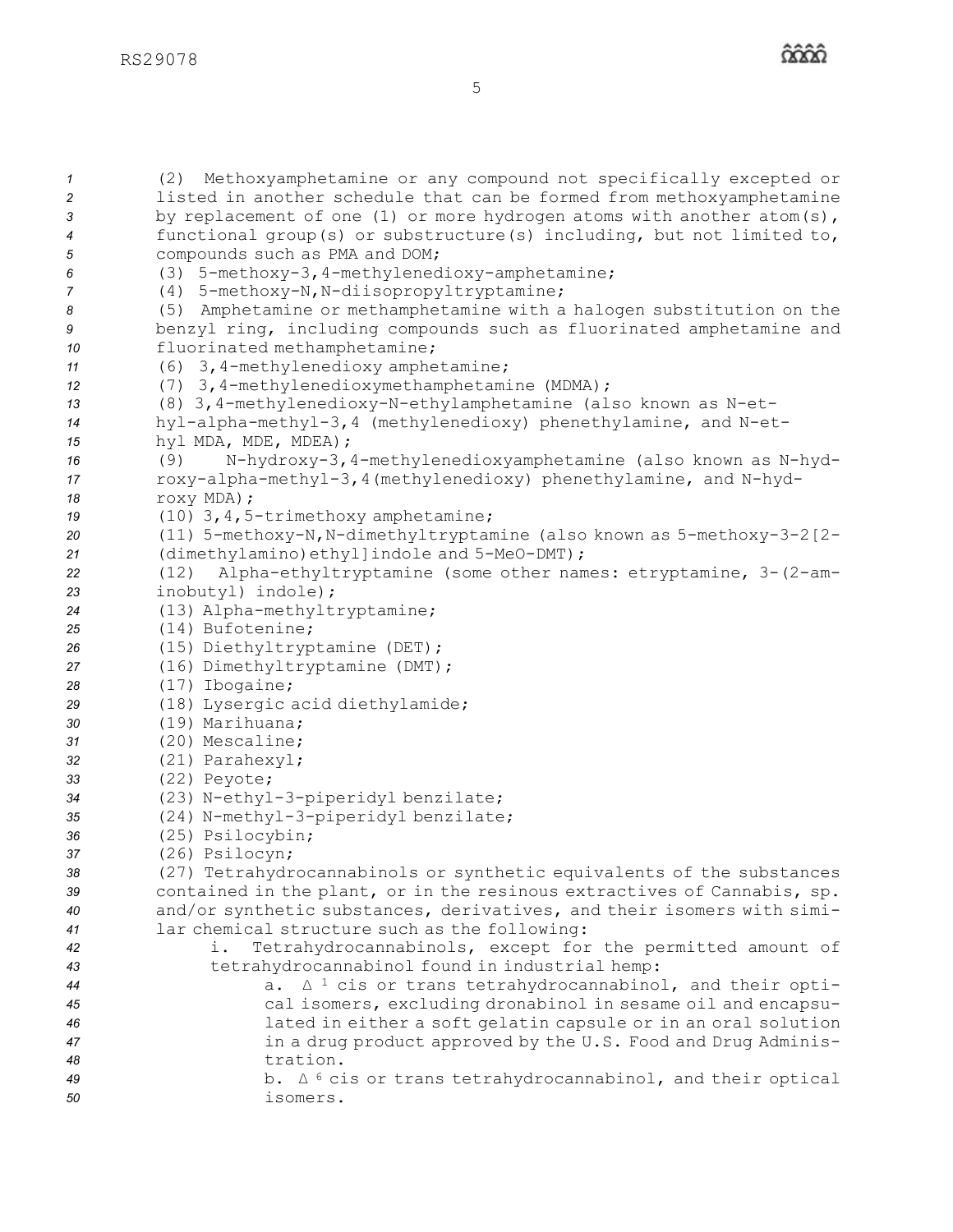(2) Methoxyamphetamine or any compound not specifically excepted or listed in another schedule that can be formed from methoxyamphetamine by replacement of one (1) or more hydrogen atoms with another atom(s), functional group(s) or substructure(s) including, but not limited to, compounds such as PMA and DOM;

(3) 5-methoxy-3,4-methylenedioxy-amphetamine;

(4) 5-methoxy-N,N-diisopropyltryptamine;

(5) Amphetamine or methamphetamine with a halogen substitution on the benzyl ring, including compounds such as fluorinated amphetamine and fluorinated methamphetamine;

(6) 3,4-methylenedioxy amphetamine;

(7) 3,4-methylenedioxymethamphetamine (MDMA);

(8) 3,4-methylenedioxy-N-ethylamphetamine (also known as N-ethyl-alpha-methyl-3,4 (methylenedioxy) phenethylamine, and N-ethyl MDA, MDE, MDEA);

(9) N-hydroxy-3,4-methylenedioxyamphetamine (also known as N-hydroxy-alpha-methyl-3,4(methylenedioxy) phenethylamine, and N-hydroxy MDA);

(10) 3,4,5-trimethoxy amphetamine;

(11) 5-methoxy-N,N-dimethyltryptamine (also known as 5-methoxy-3-2[2-(dimethylamino)ethyl]indole and 5-MeO-DMT);

(12) Alpha-ethyltryptamine (some other names: etryptamine, 3-(2-aminobutyl) indole);

(13) Alpha-methyltryptamine;

(14) Bufotenine;

(15) Diethyltryptamine (DET);

(16) Dimethyltryptamine (DMT);

(17) Ibogaine;

(18) Lysergic acid diethylamide;

(19) Marihuana;

(20) Mescaline;

(21) Parahexyl;

(22) Peyote;

(23) N-ethyl-3-piperidyl benzilate;

(24) N-methyl-3-piperidyl benzilate;

(25) Psilocybin;

(26) Psilocyn;

(27) Tetrahydrocannabinols or synthetic equivalents of the substances contained in the plant, or in the resinous extractives of Cannabis, sp. and/or synthetic substances, derivatives, and their isomers with similar chemical structure such as the following:

- i. Tetrahydrocannabinols, except for the permitted amount of tetrahydrocannabinol found in industrial hemp:
  - a. $\Delta^1$ cis or trans tetrahydrocannabinol, and their optical isomers, excluding dronabinol in sesame oil and encapsulated in either a soft gelatin capsule or in an oral solution in a drug product approved by the U.S. Food and Drug Administration.
  - b. $\Delta^6$ cis or trans tetrahydrocannabinol, and their optical isomers.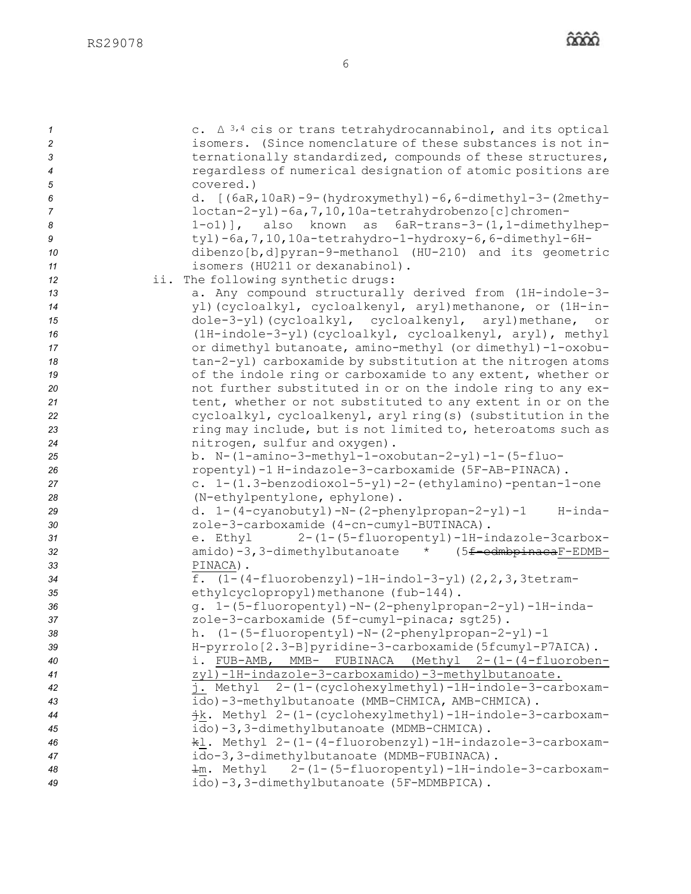c. $\Delta^{3,4}$ cis or trans tetrahydrocannabinol, and its optical isomers. (Since nomenclature of these substances is not internationally standardized, compounds of these structures, regardless of numerical designation of atomic positions are covered.)

d. [(6aR,10aR)-9-(hydroxymethyl)-6,6-dimethyl-3-(2methyloctan-2-yl)-6a,7,10,10a-tetrahydrobenzo[c]chromen-1-o1)], also known as 6aR-trans-3-(1,1-dimethylheptyl)-6a,7,10,10a-tetrahydro-1-hydroxy-6,6-dimethyl-6H-dibenzo[b,d]pyran-9-methanol (HU-210) and its geometric isomers (HU211 or dexanabinol).

ii. The following synthetic drugs:

a. Any compound structurally derived from (1H-indole-3-yl)(cycloalkyl, cycloalkenyl, aryl)methanone, or (1H-indole-3-yl)(cycloalkyl, cycloalkenyl, aryl)methane, or (1H-indole-3-yl)(cycloalkyl, cycloalkenyl, aryl), methyl or dimethyl butanoate, amino-methyl (or dimethyl)-1-oxobutan-2-yl) carboxamide by substitution at the nitrogen atoms of the indole ring or carboxamide to any extent, whether or not further substituted in or on the indole ring to any extent, whether or not substituted to any extent in or on the cycloalkyl, cycloalkenyl, aryl ring(s) (substitution in the ring may include, but is not limited to, heteroatoms such as nitrogen, sulfur and oxygen).

b. N-(1-amino-3-methyl-1-oxobutan-2-yl)-1-(5-fluoropentyl)-1 H-indazole-3-carboxamide (5F-AB-PINACA).

c. 1-(1.3-benzodioxol-5-yl)-2-(ethylamino)-pentan-1-one (N-ethylpentylone, ephylone).

d. 1-(4-cyanobutyl)-N-(2-phenylpropan-2-yl)-1 H-indazole-3-carboxamide (4-cn-cumyl-BUTINACA).

e. Ethyl 2-(1-(5-fluoropentyl)-1H-indazole-3carboxamido)-3,3-dimethylbutanoate * (5~~f-edmbpinaca~~F-EDMB-PINACA).

f. (1-(4-fluorobenzyl)-1H-indol-3-yl)(2,2,3,3tetramethylcyclopropyl)methanone (fub-144).

g. 1-(5-fluoropentyl)-N-(2-phenylpropan-2-yl)-1H-indazole-3-carboxamide (5f-cumyl-pinaca; sgt25).

h. (1-(5-fluoropentyl)-N-(2-phenylpropan-2-yl)-1 H-pyrrolo[2.3-B]pyridine-3-carboxamide(5fcumyl-P7AICA).

i. FUB-AMB, MMB- FUBINACA (Methyl 2-(1-(4-fluorobenzyl)-1H-indazole-3-carboxamido)-3-methylbutanoate.

j. Methyl 2-(1-(cyclohexylmethyl)-1H-indole-3-carboxamido)-3-methylbutanoate (MMB-CHMICA, AMB-CHMICA).

~~j~~k. Methyl 2-(1-(cyclohexylmethyl)-1H-indole-3-carboxamido)-3,3-dimethylbutanoate (MDMB-CHMICA).

~~k~~l. Methyl 2-(1-(4-fluorobenzyl)-1H-indazole-3-carboxamido-3,3-dimethylbutanoate (MDMB-FUBINACA).

~~l~~m. Methyl 2-(1-(5-fluoropentyl)-1H-indole-3-carboxamido)-3,3-dimethylbutanoate (5F-MDMBPICA).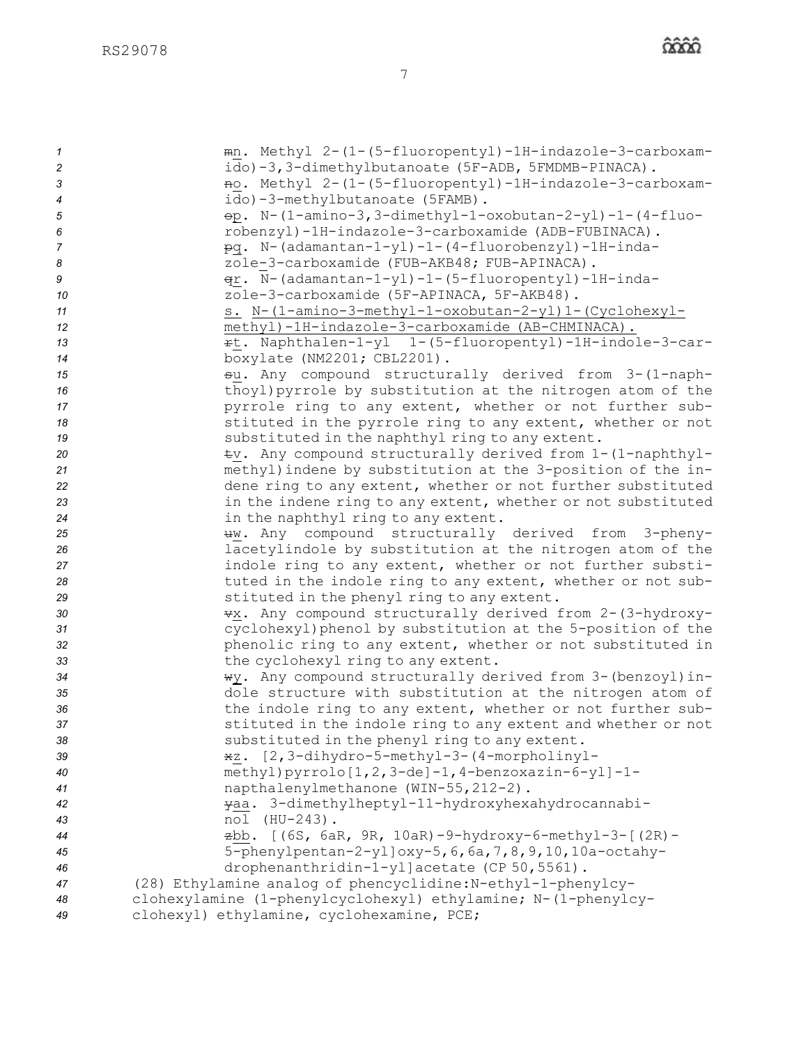~~m~~n. Methyl 2-(1-(5-fluoropentyl)-1H-indazole-3-carboxamido)-3,3-dimethylbutanoate (5F-ADB, 5FMDMB-PINACA).

~~n~~o. Methyl 2-(1-(5-fluoropentyl)-1H-indazole-3-carboxamido)-3-methylbutanoate (5FAMB).

~~o~~p. N-(1-amino-3,3-dimethyl-1-oxobutan-2-yl)-1-(4-fluorobenzyl)-1H-indazole-3-carboxamide (ADB-FUBINACA).

~~p~~q. N-(adamantan-1-yl)-1-(4-fluorobenzyl)-1H-indazole-3-carboxamide (FUB-AKB48; FUB-APINACA).

~~q~~r. N-(adamantan-1-yl)-1-(5-fluoropentyl)-1H-indazole-3-carboxamide (5F-APINACA, 5F-AKB48).

<u>s. N-(1-amino-3-methyl-1-oxobutan-2-yl)1-(Cyclohexylmethyl)-1H-indazole-3-carboxamide (AB-CHMINACA).</u>

~~r~~t. Naphthalen-1-yl 1-(5-fluoropentyl)-1H-indole-3-carboxylate (NM2201; CBL2201).

~~s~~u. Any compound structurally derived from 3-(1-naphthoyl)pyrrole by substitution at the nitrogen atom of the pyrrole ring to any extent, whether or not further substituted in the pyrrole ring to any extent, whether or not substituted in the naphthyl ring to any extent.

~~t~~v. Any compound structurally derived from 1-(1-naphthylmethyl)indene by substitution at the 3-position of the indene ring to any extent, whether or not further substituted in the indene ring to any extent, whether or not substituted in the naphthyl ring to any extent.

~~u~~w. Any compound structurally derived from 3-phenylacetylindole by substitution at the nitrogen atom of the indole ring to any extent, whether or not further substituted in the indole ring to any extent, whether or not substituted in the phenyl ring to any extent.

~~v~~x. Any compound structurally derived from 2-(3-hydroxycyclohexyl)phenol by substitution at the 5-position of the phenolic ring to any extent, whether or not substituted in the cyclohexyl ring to any extent.

~~w~~y. Any compound structurally derived from 3-(benzoyl)indole structure with substitution at the nitrogen atom of the indole ring to any extent, whether or not further substituted in the indole ring to any extent and whether or not substituted in the phenyl ring to any extent.

~~x~~z. [2,3-dihydro-5-methyl-3-(4-morpholinylmethyl)pyrrolo[1,2,3-de]-1,4-benzoxazin-6-yl]-1-napthalenylmethanone (WIN-55,212-2).

~~y~~aa. 3-dimethylheptyl-11-hydroxyhexahydrocannabinol (HU-243).

~~z~~bb. [(6S, 6aR, 9R, 10aR)-9-hydroxy-6-methyl-3-[(2R)-5-phenylpentan-2-yl]oxy-5,6,6a,7,8,9,10,10a-octahydrophenanthridin-1-yl]acetate (CP 50,5561).

(28) Ethylamine analog of phencyclidine:N-ethyl-1-phenylcyclohexylamine (1-phenylcyclohexyl) ethylamine; N-(1-phenylcyclohexyl) ethylamine, cyclohexamine, PCE;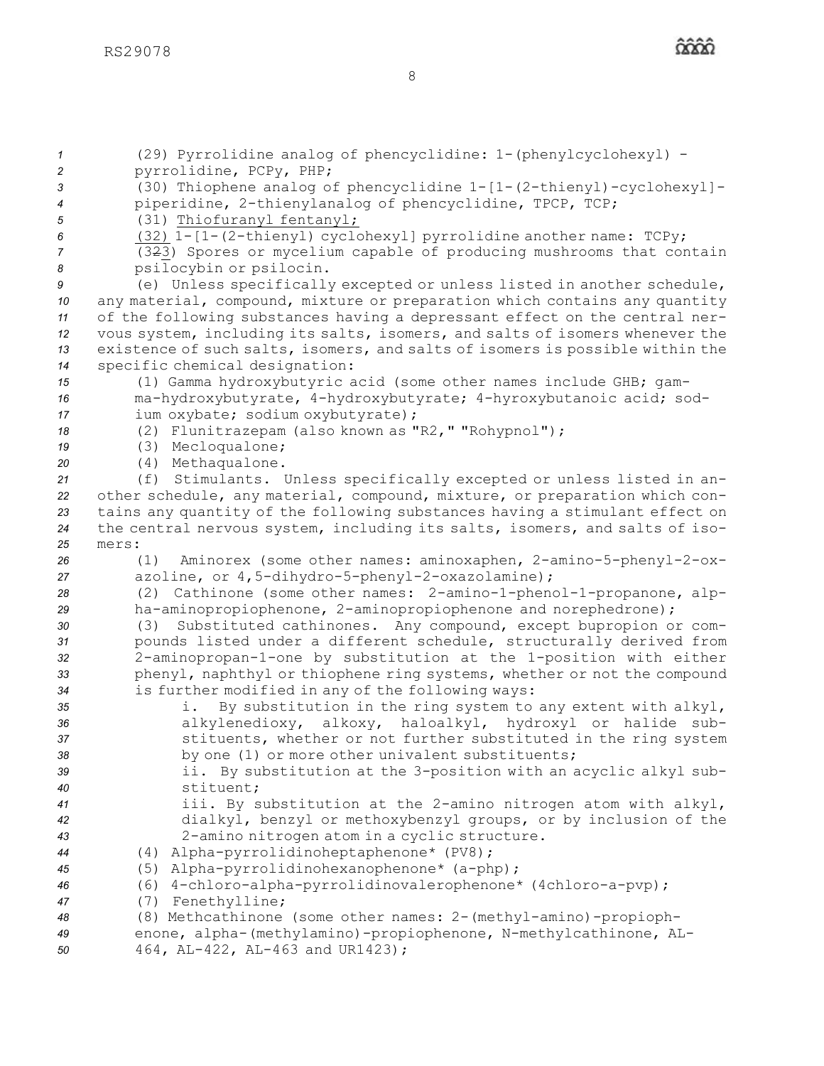(29) Pyrrolidine analog of phencyclidine: 1-(phenylcyclohexyl) - pyrrolidine, PCPy, PHP;

(30) Thiophene analog of phencyclidine 1-[1-(2-thienyl)-cyclohexyl]-piperidine, 2-thienylanalog of phencyclidine, TPCP, TCP;

(31) Thiofuranyl fentanyl;

(32) 1-[1-(2-thienyl) cyclohexyl] pyrrolidine another name: TCPy;

(323) Spores or mycelium capable of producing mushrooms that contain psilocybin or psilocin.

(e) Unless specifically excepted or unless listed in another schedule, any material, compound, mixture or preparation which contains any quantity of the following substances having a depressant effect on the central nervous system, including its salts, isomers, and salts of isomers whenever the existence of such salts, isomers, and salts of isomers is possible within the specific chemical designation:

(1) Gamma hydroxybutyric acid (some other names include GHB; gamma-hydroxybutyrate, 4-hydroxybutyrate; 4-hyroxybutanoic acid; sodium oxybate; sodium oxybutyrate);

(2) Flunitrazepam (also known as "R2," "Rohypnol");

(3) Mecloqualone;

(4) Methaqualone.

(f) Stimulants. Unless specifically excepted or unless listed in another schedule, any material, compound, mixture, or preparation which contains any quantity of the following substances having a stimulant effect on the central nervous system, including its salts, isomers, and salts of isomers:

(1) Aminorex (some other names: aminoxaphen, 2-amino-5-phenyl-2-oxazoline, or 4,5-dihydro-5-phenyl-2-oxazolamine);

(2) Cathinone (some other names: 2-amino-1-phenol-1-propanone, alpha-aminopropiophenone, 2-aminopropiophenone and norephedrone);

(3) Substituted cathinones. Any compound, except bupropion or compounds listed under a different schedule, structurally derived from 2-aminopropan-1-one by substitution at the 1-position with either phenyl, naphthyl or thiophene ring systems, whether or not the compound is further modified in any of the following ways:

i. By substitution in the ring system to any extent with alkyl, alkylenedioxy, alkoxy, haloalkyl, hydroxyl or halide substituents, whether or not further substituted in the ring system by one (1) or more other univalent substituents;

ii. By substitution at the 3-position with an acyclic alkyl substituent;

iii. By substitution at the 2-amino nitrogen atom with alkyl, dialkyl, benzyl or methoxybenzyl groups, or by inclusion of the 2-amino nitrogen atom in a cyclic structure.

(4) Alpha-pyrrolidinoheptaphenone* (PV8);

(5) Alpha-pyrrolidinohexanophenone* (a-php);

(6) 4-chloro-alpha-pyrrolidinovalerophenone* (4chloro-a-pvp);

(7) Fenethylline;

(8) Methcathinone (some other names: 2-(methyl-amino)-propiophenone, alpha-(methylamino)-propiophenone, N-methylcathinone, AL-464, AL-422, AL-463 and UR1423);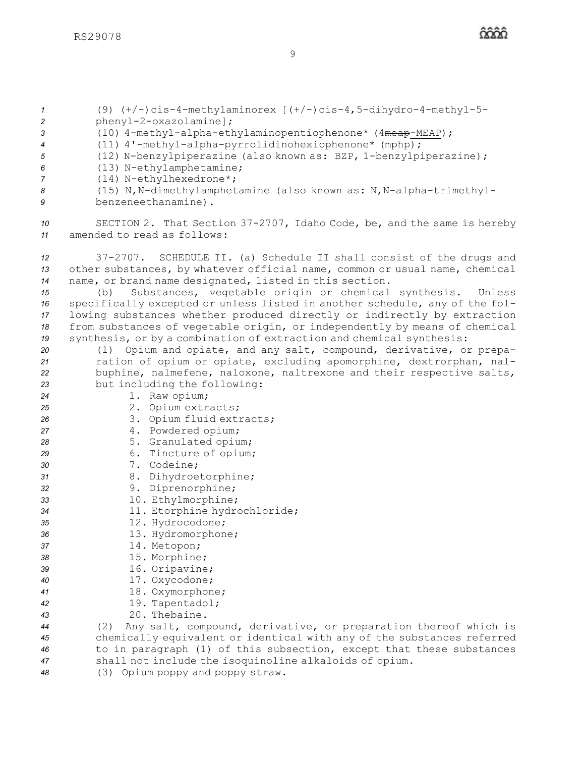(9) (+/-)cis-4-methylaminorex [(+/-)cis-4,5-dihydro-4-methyl-5-phenyl-2-oxazolamine];

(10) 4-methyl-alpha-ethylaminopentiophenone* (4~~meap~~MEAP);

(11) 4'-methyl-alpha-pyrrolidinohexiophenone* (mphp);

(12) N-benzylpiperazine (also known as: BZP, 1-benzylpiperazine);

(13) N-ethylamphetamine;

(14) N-ethylhexedrone*;

(15) N,N-dimethylamphetamine (also known as: N,N-alpha-trimethyl-benzeneethanamine).

SECTION 2. That Section 37-2707, Idaho Code, be, and the same is hereby amended to read as follows:

37-2707. SCHEDULE II. (a) Schedule II shall consist of the drugs and other substances, by whatever official name, common or usual name, chemical name, or brand name designated, listed in this section.

(b) Substances, vegetable origin or chemical synthesis. Unless specifically excepted or unless listed in another schedule, any of the following substances whether produced directly or indirectly by extraction from substances of vegetable origin, or independently by means of chemical synthesis, or by a combination of extraction and chemical synthesis:

(1) Opium and opiate, and any salt, compound, derivative, or preparation of opium or opiate, excluding apomorphine, dextrorphan, nalbuphine, nalmefene, naloxone, naltrexone and their respective salts, but including the following:

1. Raw opium;
2. Opium extracts;
3. Opium fluid extracts;
4. Powdered opium;
5. Granulated opium;
6. Tincture of opium;
7. Codeine;
8. Dihydroetorphine;
9. Diprenorphine;
10. Ethylmorphine;
11. Etorphine hydrochloride;
12. Hydrocodone;
13. Hydromorphone;
14. Metopon;
15. Morphine;
16. Oripavine;
17. Oxycodone;
18. Oxymorphone;
19. Tapentadol;
20. Thebaine.

(2) Any salt, compound, derivative, or preparation thereof which is chemically equivalent or identical with any of the substances referred to in paragraph (1) of this subsection, except that these substances shall not include the isoquinoline alkaloids of opium.

(3) Opium poppy and poppy straw.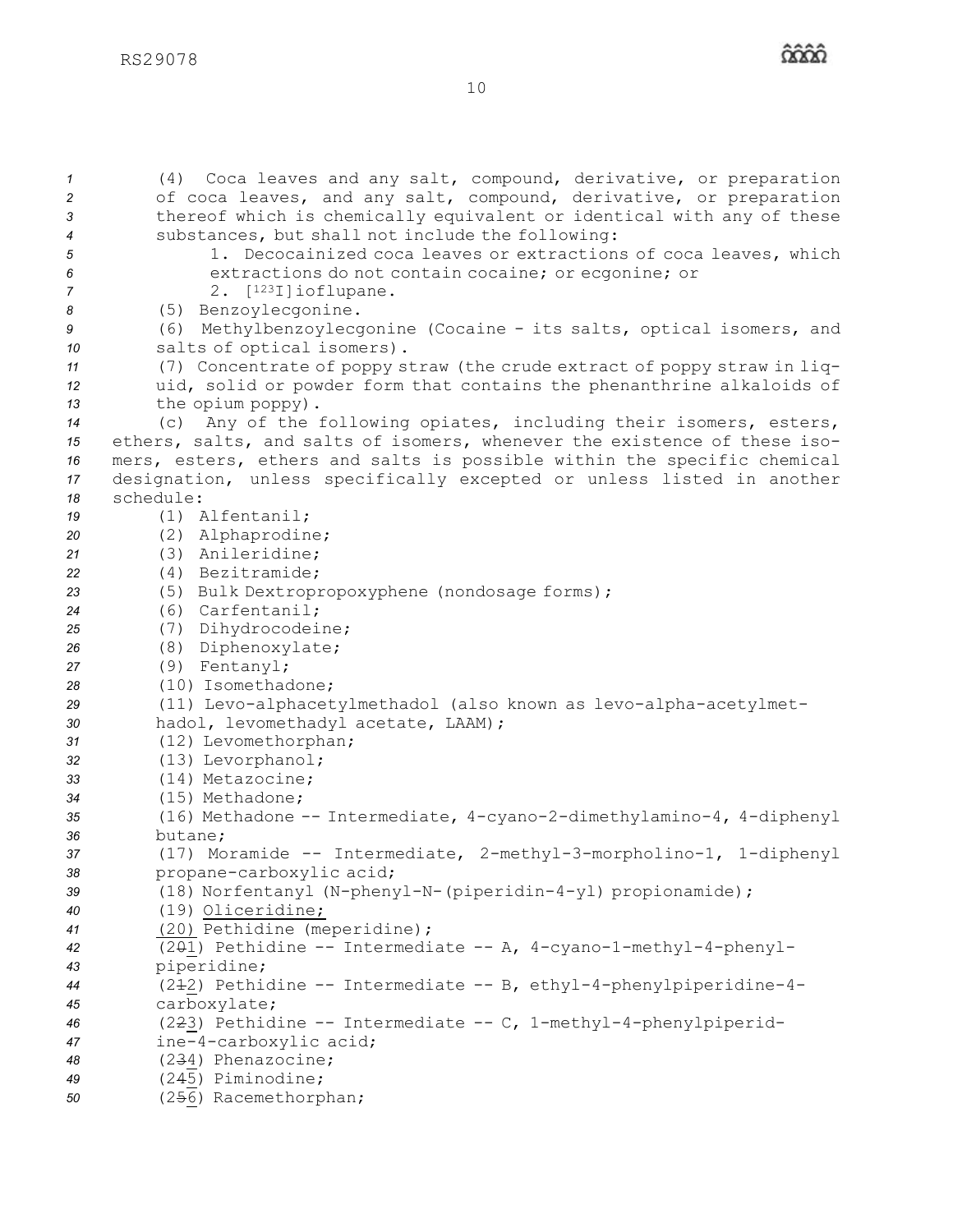(4) Coca leaves and any salt, compound, derivative, or preparation of coca leaves, and any salt, compound, derivative, or preparation thereof which is chemically equivalent or identical with any of these substances, but shall not include the following:

1. Decocainized coca leaves or extractions of coca leaves, which extractions do not contain cocaine; or ecgonine; or

2. [$^{123}$I]ioflupane.

(5) Benzoylecgonine.

(6) Methylbenzoylecgonine (Cocaine - its salts, optical isomers, and salts of optical isomers).

(7) Concentrate of poppy straw (the crude extract of poppy straw in liquid, solid or powder form that contains the phenanthrine alkaloids of the opium poppy).

(c) Any of the following opiates, including their isomers, esters, ethers, salts, and salts of isomers, whenever the existence of these isomers, esters, ethers and salts is possible within the specific chemical designation, unless specifically excepted or unless listed in another schedule:

(1) Alfentanil;

(2) Alphaprodine;

(3) Anileridine;

(4) Bezitramide;

(5) Bulk Dextropropoxyphene (nondosage forms);

(6) Carfentanil;

(7) Dihydrocodeine;

(8) Diphenoxylate;

(9) Fentanyl;

(10) Isomethadone;

(11) Levo-alphacetylmethadol (also known as levo-alpha-acetylmethadol, levomethadyl acetate, LAAM);

(12) Levomethorphan;

(13) Levorphanol;

(14) Metazocine;

(15) Methadone;

(16) Methadone -- Intermediate, 4-cyano-2-dimethylamino-4, 4-diphenyl butane;

(17) Moramide -- Intermediate, 2-methyl-3-morpholino-1, 1-diphenyl propane-carboxylic acid;

(18) Norfentanyl (N-phenyl-N-(piperidin-4-yl) propionamide);

(19) <u>Oliceridine;</u>

<u>(20)</u> Pethidine (meperidine);

(2~~0~~<u>1</u>) Pethidine -- Intermediate -- A, 4-cyano-1-methyl-4-phenylpiperidine;

(2~~1~~<u>2</u>) Pethidine -- Intermediate -- B, ethyl-4-phenylpiperidine-4-carboxylate;

(2~~2~~<u>3</u>) Pethidine -- Intermediate -- C, 1-methyl-4-phenylpiperidine-4-carboxylic acid;

(2~~3~~<u>4</u>) Phenazocine;

(2~~4~~<u>5</u>) Piminodine;

(2~~5~~<u>6</u>) Racemethorphan;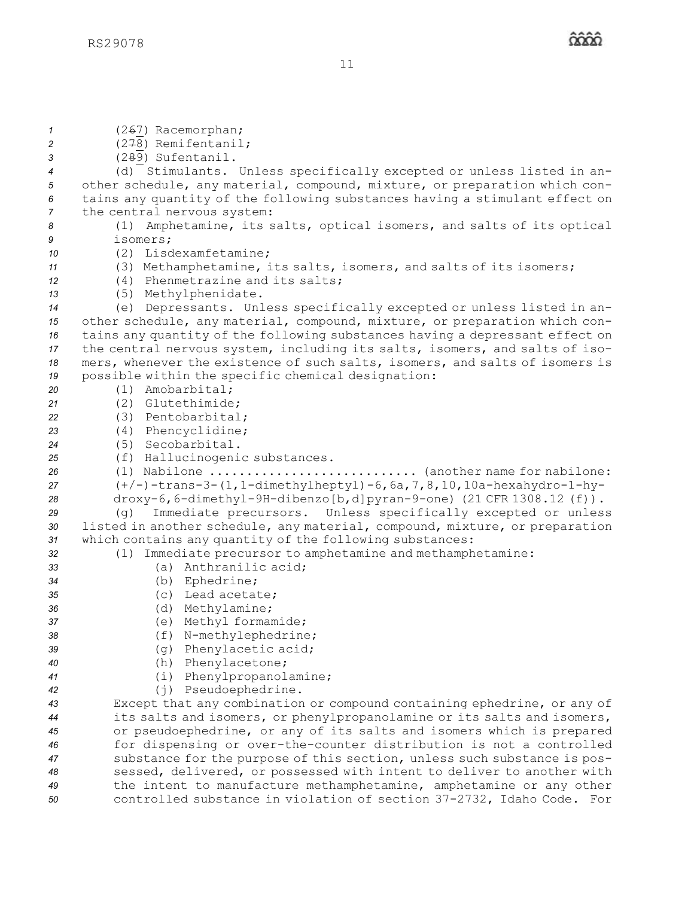(2~~6~~7) Racemorphan;

(2~~7~~8) Remifentanil;

(2~~8~~9) Sufentanil.

(d) Stimulants. Unless specifically excepted or unless listed in another schedule, any material, compound, mixture, or preparation which contains any quantity of the following substances having a stimulant effect on the central nervous system:

(1) Amphetamine, its salts, optical isomers, and salts of its optical isomers;

(2) Lisdexamfetamine;

(3) Methamphetamine, its salts, isomers, and salts of its isomers;

(4) Phenmetrazine and its salts;

(5) Methylphenidate.

(e) Depressants. Unless specifically excepted or unless listed in another schedule, any material, compound, mixture, or preparation which contains any quantity of the following substances having a depressant effect on the central nervous system, including its salts, isomers, and salts of isomers, whenever the existence of such salts, isomers, and salts of isomers is possible within the specific chemical designation:

(1) Amobarbital;

(2) Glutethimide;

(3) Pentobarbital;

(4) Phencyclidine;

(5) Secobarbital.

(f) Hallucinogenic substances.

(1) Nabilone ............................ (another name for nabilone: (+/-)-trans-3-(1,1-dimethylheptyl)-6,6a,7,8,10,10a-hexahydro-1-hydroxy-6,6-dimethyl-9H-dibenzo[b,d]pyran-9-one) (21 CFR 1308.12 (f)).

(g) Immediate precursors. Unless specifically excepted or unless listed in another schedule, any material, compound, mixture, or preparation which contains any quantity of the following substances:

(1) Immediate precursor to amphetamine and methamphetamine:

(a) Anthranilic acid;

(b) Ephedrine;

(c) Lead acetate;

(d) Methylamine;

(e) Methyl formamide;

(f) N-methylephedrine;

(g) Phenylacetic acid;

(h) Phenylacetone;

(i) Phenylpropanolamine;

(j) Pseudoephedrine.

Except that any combination or compound containing ephedrine, or any of its salts and isomers, or phenylpropanolamine or its salts and isomers, or pseudoephedrine, or any of its salts and isomers which is prepared for dispensing or over-the-counter distribution is not a controlled substance for the purpose of this section, unless such substance is possessed, delivered, or possessed with intent to deliver to another with the intent to manufacture methamphetamine, amphetamine or any other controlled substance in violation of section 37-2732, Idaho Code. For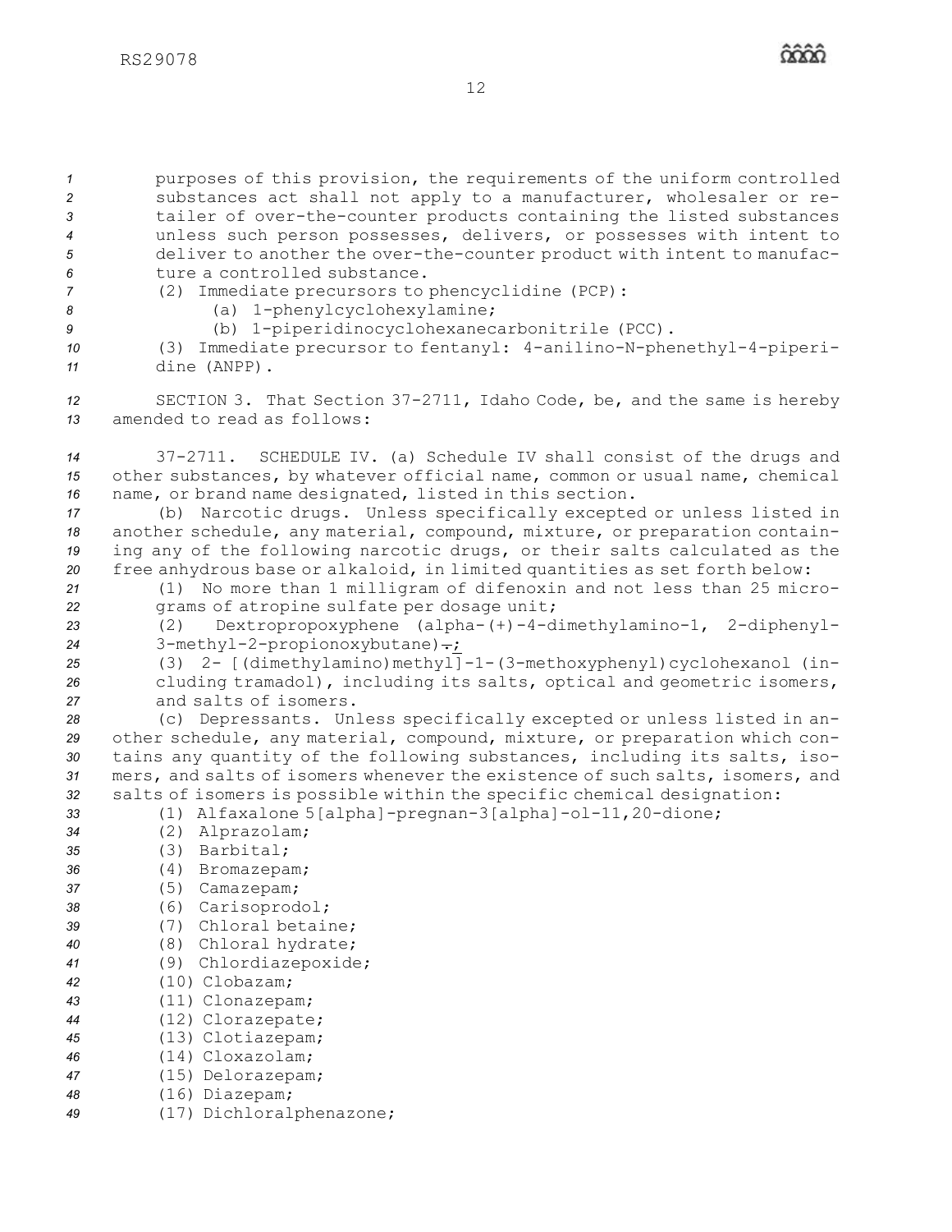purposes of this provision, the requirements of the uniform controlled substances act shall not apply to a manufacturer, wholesaler or retailer of over-the-counter products containing the listed substances unless such person possesses, delivers, or possesses with intent to deliver to another the over-the-counter product with intent to manufacture a controlled substance.

(2) Immediate precursors to phencyclidine (PCP):

(a) 1-phenylcyclohexylamine;

(b) 1-piperidinocyclohexanecarbonitrile (PCC).

(3) Immediate precursor to fentanyl: 4-anilino-N-phenethyl-4-piperidine (ANPP).

SECTION 3. That Section 37-2711, Idaho Code, be, and the same is hereby amended to read as follows:

37-2711. SCHEDULE IV. (a) Schedule IV shall consist of the drugs and other substances, by whatever official name, common or usual name, chemical name, or brand name designated, listed in this section.

(b) Narcotic drugs. Unless specifically excepted or unless listed in another schedule, any material, compound, mixture, or preparation containing any of the following narcotic drugs, or their salts calculated as the free anhydrous base or alkaloid, in limited quantities as set forth below:

(1) No more than 1 milligram of difenoxin and not less than 25 micrograms of atropine sulfate per dosage unit;

(2) Dextropropoxyphene (alpha-(+)-4-dimethylamino-1, 2-diphenyl-3-methyl-2-propionoxybutane)~~.~~;

(3) 2- [(dimethylamino)methyl]-1-(3-methoxyphenyl)cyclohexanol (including tramadol), including its salts, optical and geometric isomers, and salts of isomers.

(c) Depressants. Unless specifically excepted or unless listed in another schedule, any material, compound, mixture, or preparation which contains any quantity of the following substances, including its salts, isomers, and salts of isomers whenever the existence of such salts, isomers, and salts of isomers is possible within the specific chemical designation:

(1) Alfaxalone 5[alpha]-pregnan-3[alpha]-ol-11,20-dione;

(2) Alprazolam;

(3) Barbital;

(4) Bromazepam;

(5) Camazepam;

(6) Carisoprodol;

(7) Chloral betaine;

(8) Chloral hydrate;

(9) Chlordiazepoxide;

(10) Clobazam;

(11) Clonazepam;

(12) Clorazepate;

(13) Clotiazepam;

(14) Cloxazolam;

(15) Delorazepam;

(16) Diazepam;

(17) Dichloralphenazone;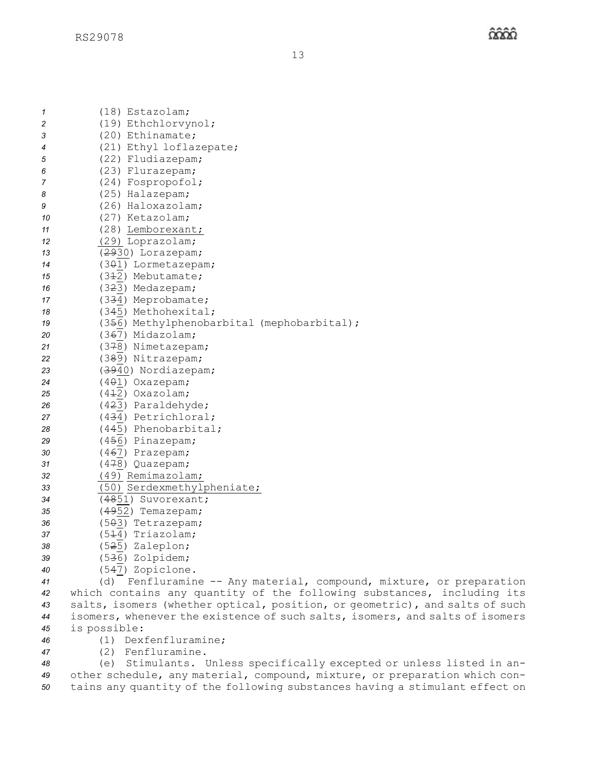(18) Estazolam;
(19) Ethchlorvynol;
(20) Ethinamate;
(21) Ethyl loflazepate;
(22) Fludiazepam;
(23) Flurazepam;
(24) Fospropofol;
(25) Halazepam;
(26) Haloxazolam;
(27) Ketazolam;
(28) <u>Lemborexant;</u>
<u>(29)</u> Loprazolam;
(~~29~~<u>30</u>) Lorazepam;
(3~~0~~<u>1</u>) Lormetazepam;
(3~~1~~<u>2</u>) Mebutamate;
(3~~2~~<u>3</u>) Medazepam;
(3~~3~~<u>4</u>) Meprobamate;
(3~~4~~<u>5</u>) Methohexital;
(3~~5~~<u>6</u>) Methylphenobarbital (mephobarbital);
(3~~6~~<u>7</u>) Midazolam;
(3~~7~~<u>8</u>) Nimetazepam;
(3~~8~~<u>9</u>) Nitrazepam;
(~~39~~<u>40</u>) Nordiazepam;
(4~~0~~<u>1</u>) Oxazepam;
(4~~1~~<u>2</u>) Oxazolam;
(4~~2~~<u>3</u>) Paraldehyde;
(4~~3~~<u>4</u>) Petrichloral;
(4~~4~~<u>5</u>) Phenobarbital;
(4~~5~~<u>6</u>) Pinazepam;
(4~~6~~<u>7</u>) Prazepam;
(4~~7~~<u>8</u>) Quazepam;
<u>(49) Remimazolam;</u>
<u>(50) Serdexmethylpheniate;</u>
(~~48~~<u>51</u>) Suvorexant;
(~~49~~<u>52</u>) Temazepam;
(5~~0~~<u>3</u>) Tetrazepam;
(5~~1~~<u>4</u>) Triazolam;
(5~~2~~<u>5</u>) Zaleplon;
(5~~3~~<u>6</u>) Zolpidem;
(5~~4~~<u>7</u>) Zopiclone.

(d) Fenfluramine -- Any material, compound, mixture, or preparation which contains any quantity of the following substances, including its salts, isomers (whether optical, position, or geometric), and salts of such isomers, whenever the existence of such salts, isomers, and salts of isomers is possible:

(1) Dexfenfluramine;
(2) Fenfluramine.

(e) Stimulants. Unless specifically excepted or unless listed in another schedule, any material, compound, mixture, or preparation which contains any quantity of the following substances having a stimulant effect on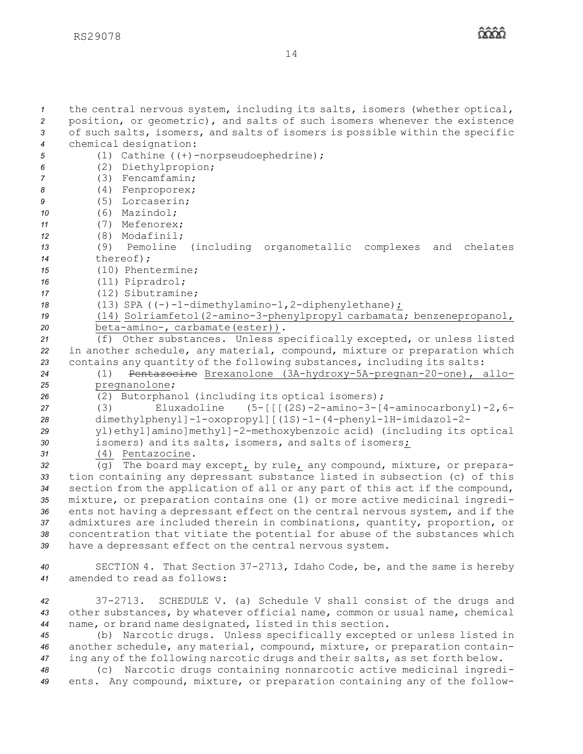the central nervous system, including its salts, isomers (whether optical, position, or geometric), and salts of such isomers whenever the existence of such salts, isomers, and salts of isomers is possible within the specific chemical designation:

(1) Cathine ((+)-norpseudoephedrine);

(2) Diethylpropion;

(3) Fencamfamin;

(4) Fenproporex;

(5) Lorcaserin;

(6) Mazindol;

(7) Mefenorex;

(8) Modafinil;

(9) Pemoline (including organometallic complexes and chelates thereof);

(10) Phentermine;

(11) Pipradrol;

(12) Sibutramine;

(13) SPA ((-)-1-dimethylamino-1,2-diphenylethane)<u>;</u>

<u>(14) Solriamfetol(2-amino-3-phenylpropyl carbamata; benzenepropanol, beta-amino-, carbamate(ester))</u>.

(f) Other substances. Unless specifically excepted, or unless listed in another schedule, any material, compound, mixture or preparation which contains any quantity of the following substances, including its salts:

(1) ~~Pentazocine~~ <u>Brexanolone (3A-hydroxy-5A-pregnan-20-one), allo-pregnanolone</u>;

(2) Butorphanol (including its optical isomers);

(3) Eluxadoline (5-[[[(2S)-2-amino-3-[4-aminocarbonyl)-2,6-dimethylphenyl]-1-oxopropyl][(1S)-1-(4-phenyl-1H-imidazol-2-yl)ethyl]amino]methyl]-2-methoxybenzoic acid) (including its optical isomers) and its salts, isomers, and salts of isomers<u>;</u>

<u>(4) Pentazocine</u>.

(g) The board may except<u>,</u> by rule<u>,</u> any compound, mixture, or preparation containing any depressant substance listed in subsection (c) of this section from the application of all or any part of this act if the compound, mixture, or preparation contains one (1) or more active medicinal ingredients not having a depressant effect on the central nervous system, and if the admixtures are included therein in combinations, quantity, proportion, or concentration that vitiate the potential for abuse of the substances which have a depressant effect on the central nervous system.

SECTION 4. That Section 37-2713, Idaho Code, be, and the same is hereby amended to read as follows:

37-2713. SCHEDULE V. (a) Schedule V shall consist of the drugs and other substances, by whatever official name, common or usual name, chemical name, or brand name designated, listed in this section.

(b) Narcotic drugs. Unless specifically excepted or unless listed in another schedule, any material, compound, mixture, or preparation containing any of the following narcotic drugs and their salts, as set forth below.

(c) Narcotic drugs containing nonnarcotic active medicinal ingredients. Any compound, mixture, or preparation containing any of the follow-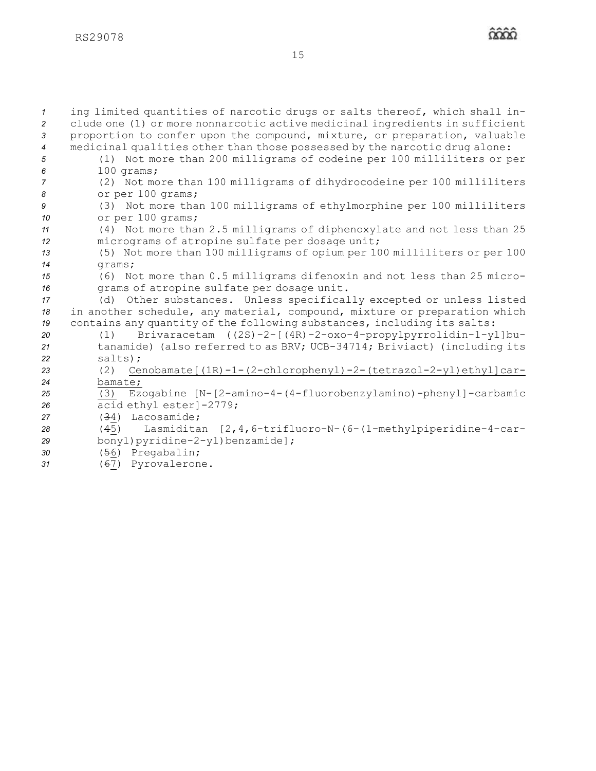ing limited quantities of narcotic drugs or salts thereof, which shall include one (1) or more nonnarcotic active medicinal ingredients in sufficient proportion to confer upon the compound, mixture, or preparation, valuable medicinal qualities other than those possessed by the narcotic drug alone:

(1) Not more than 200 milligrams of codeine per 100 milliliters or per 100 grams;

(2) Not more than 100 milligrams of dihydrocodeine per 100 milliliters or per 100 grams;

(3) Not more than 100 milligrams of ethylmorphine per 100 milliliters or per 100 grams;

(4) Not more than 2.5 milligrams of diphenoxylate and not less than 25 micrograms of atropine sulfate per dosage unit;

(5) Not more than 100 milligrams of opium per 100 milliliters or per 100 grams;

(6) Not more than 0.5 milligrams difenoxin and not less than 25 micrograms of atropine sulfate per dosage unit.

(d) Other substances. Unless specifically excepted or unless listed in another schedule, any material, compound, mixture or preparation which contains any quantity of the following substances, including its salts:

(1) Brivaracetam ((2S)-2-[(4R)-2-oxo-4-propylpyrrolidin-1-yl]butanamide) (also referred to as BRV; UCB-34714; Briviact) (including its salts);

(2) <u>Cenobamate[(1R)-1-(2-chlorophenyl)-2-(tetrazol-2-yl)ethyl]carbamate;</u>

<u>(3)</u> Ezogabine [N-[2-amino-4-(4-fluorobenzylamino)-phenyl]-carbamic acid ethyl ester]-2779;

(~~3~~<u>4</u>) Lacosamide;

(~~4~~<u>5</u>) Lasmiditan [2,4,6-trifluoro-N-(6-(1-methylpiperidine-4-carbonyl)pyridine-2-yl)benzamide];

(~~5~~<u>6</u>) Pregabalin;

(~~6~~<u>7</u>) Pyrovalerone.